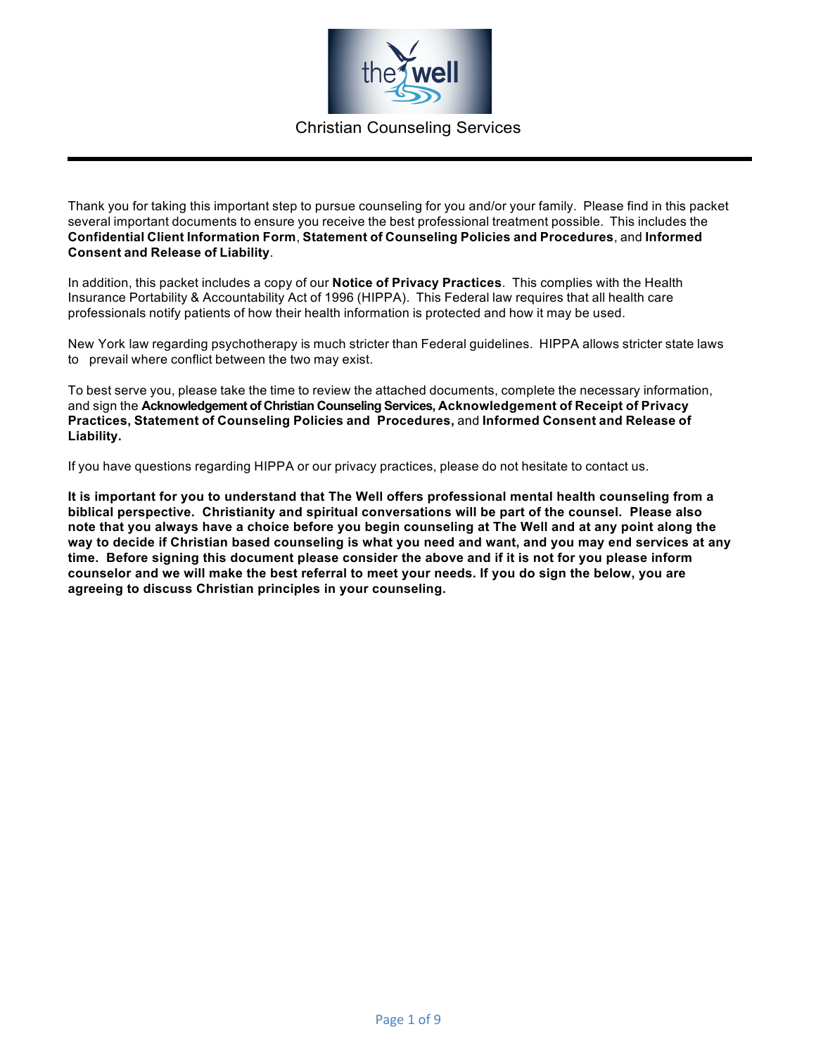the well

Christian Counseling Services

---

Thank you for taking this important step to pursue counseling for you and/or your family. Please find in this packet several important documents to ensure you receive the best professional treatment possible. This includes the **Confidential Client Information Form**, **Statement of Counseling Policies and Procedures**, and **Informed Consent and Release of Liability**.

In addition, this packet includes a copy of our **Notice of Privacy Practices**. This complies with the Health Insurance Portability & Accountability Act of 1996 (HIPPA). This Federal law requires that all health care professionals notify patients of how their health information is protected and how it may be used.

New York law regarding psychotherapy is much stricter than Federal guidelines. HIPPA allows stricter state laws to prevail where conflict between the two may exist.

To best serve you, please take the time to review the attached documents, complete the necessary information, and sign the **Acknowledgement of Christian Counseling Services, Acknowledgement of Receipt of Privacy Practices, Statement of Counseling Policies and Procedures,** and **Informed Consent and Release of Liability.**

If you have questions regarding HIPPA or our privacy practices, please do not hesitate to contact us.

**It is important for you to understand that The Well offers professional mental health counseling from a biblical perspective. Christianity and spiritual conversations will be part of the counsel. Please also note that you always have a choice before you begin counseling at The Well and at any point along the way to decide if Christian based counseling is what you need and want, and you may end services at any time. Before signing this document please consider the above and if it is not for you please inform counselor and we will make the best referral to meet your needs. If you do sign the below, you are agreeing to discuss Christian principles in your counseling.**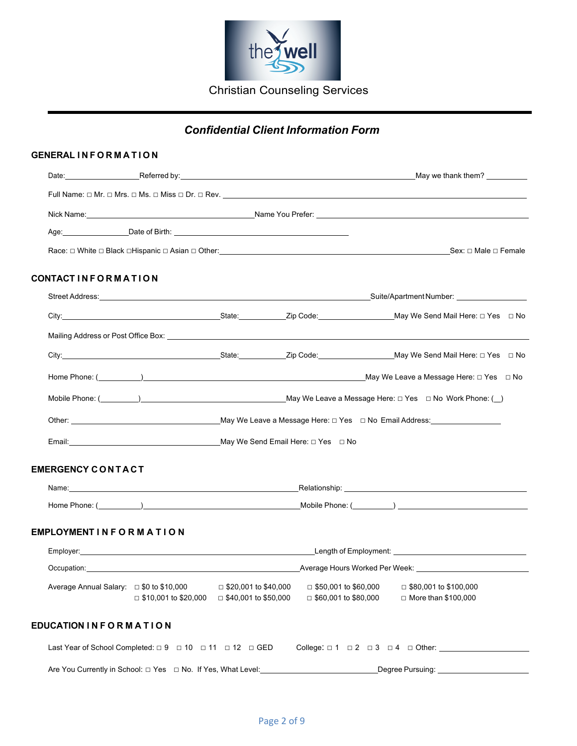Christian Counseling Services

## *Confidential Client Information Form*

### GENERAL INFORMATION

Date:__________________ Referred by:__________________________________________ May we thank them? __________

Full Name: □ Mr. □ Mrs. □ Ms. □ Miss □ Dr. □ Rev. ______________________________________________

Nick Name:______________________________ Name You Prefer: ______________________________

Age:________________ Date of Birth: ______________________________

Race: □ White □ Black □Hispanic □ Asian □ Other:________________________________________ Sex: □ Male □ Female

### CONTACT INFORMATION

Street Address:______________________________________________ Suite/Apartment Number: ________________

City:______________________________ State:__________ Zip Code:________________ May We Send Mail Here: □ Yes □ No

Mailing Address or Post Office Box: ______________________________________________

City:______________________________ State:__________ Zip Code:________________ May We Send Mail Here: □ Yes □ No

Home Phone: (__________)______________________________ May We Leave a Message Here: □ Yes □ No

Mobile Phone: (_________)______________________________ May We Leave a Message Here: □ Yes □ No Work Phone: (__)

Other: ______________________________ May We Leave a Message Here: □ Yes □ No Email Address:________________

Email:______________________________ May We Send Email Here: □ Yes □ No

### EMERGENCY CONTACT

Name:______________________________________________ Relationship: ______________________________

Home Phone: (__________)______________________________ Mobile Phone: (__________) ______________________________

### EMPLOYMENT INFORMATION

Employer:______________________________________________ Length of Employment: ______________________________

Occupation:______________________________________________ Average Hours Worked Per Week: ______________________________

Average Annual Salary: □ $0 to $10,000 □ $10,001 to $20,000 □ $20,001 to $40,000 □ $40,001 to $50,000 □ $50,001 to $60,000 □ $60,001 to $80,000 □ $80,001 to $100,000 □ More than $100,000

### EDUCATION INFORMATION

Last Year of School Completed: □ 9 □ 10 □ 11 □ 12 □ GED College: □ 1 □ 2 □ 3 □ 4 □ Other: ______________________________

Are You Currently in School: □ Yes □ No. If Yes, What Level:____________________________ Degree Pursuing: ______________________________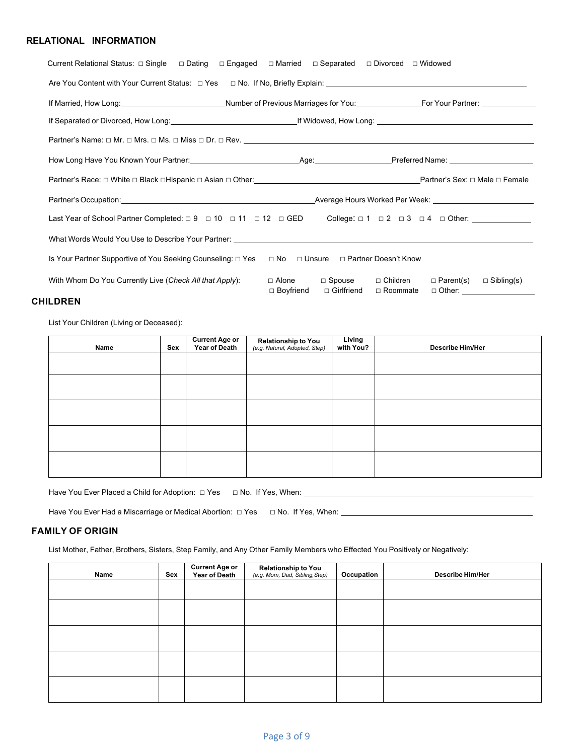## RELATIONAL INFORMATION

Current Relational Status: □ Single □ Dating □ Engaged □ Married □ Separated □ Divorced □ Widowed

Are You Content with Your Current Status: □ Yes □ No. If No, Briefly Explain: ______________________

If Married, How Long: ______________ Number of Previous Marriages for You: __________ For Your Partner: __________

If Separated or Divorced, How Long: ______________ If Widowed, How Long: ______________

Partner's Name: □ Mr. □ Mrs. □ Ms. □ Miss □ Dr. □ Rev. ______________________

How Long Have You Known Your Partner: ______________ Age: __________ Preferred Name: ______________

Partner's Race: □ White □ Black □Hispanic □ Asian □ Other: ______________ Partner's Sex: □ Male □ Female

Partner's Occupation: ______________________ Average Hours Worked Per Week: ______________

Last Year of School Partner Completed: □ 9 □ 10 □ 11 □ 12 □ GED College: □ 1 □ 2 □ 3 □ 4 □ Other: __________

What Words Would You Use to Describe Your Partner: ______________________

Is Your Partner Supportive of You Seeking Counseling: □ Yes □ No □ Unsure □ Partner Doesn't Know

With Whom Do You Currently Live (*Check All that Apply*): □ Alone □ Spouse □ Children □ Parent(s) □ Sibling(s) □ Boyfriend □ Girlfriend □ Roommate □ Other: __________

## CHILDREN

List Your Children (Living or Deceased):

| Name | Sex | Current Age or Year of Death | Relationship to You *(e.g. Natural, Adopted, Step)* | Living with You? | Describe Him/Her |
|---|---|---|---|---|---|
| | | | | | |
| | | | | | |
| | | | | | |
| | | | | | |
| | | | | | |

Have You Ever Placed a Child for Adoption: □ Yes □ No. If Yes, When: ______________________

Have You Ever Had a Miscarriage or Medical Abortion: □ Yes □ No. If Yes, When: ______________________

## FAMILY OF ORIGIN

List Mother, Father, Brothers, Sisters, Step Family, and Any Other Family Members who Effected You Positively or Negatively:

| Name | Sex | Current Age or Year of Death | Relationship to You *(e.g. Mom, Dad, Sibling,Step)* | Occupation | Describe Him/Her |
|---|---|---|---|---|---|
| | | | | | |
| | | | | | |
| | | | | | |
| | | | | | |
| | | | | | |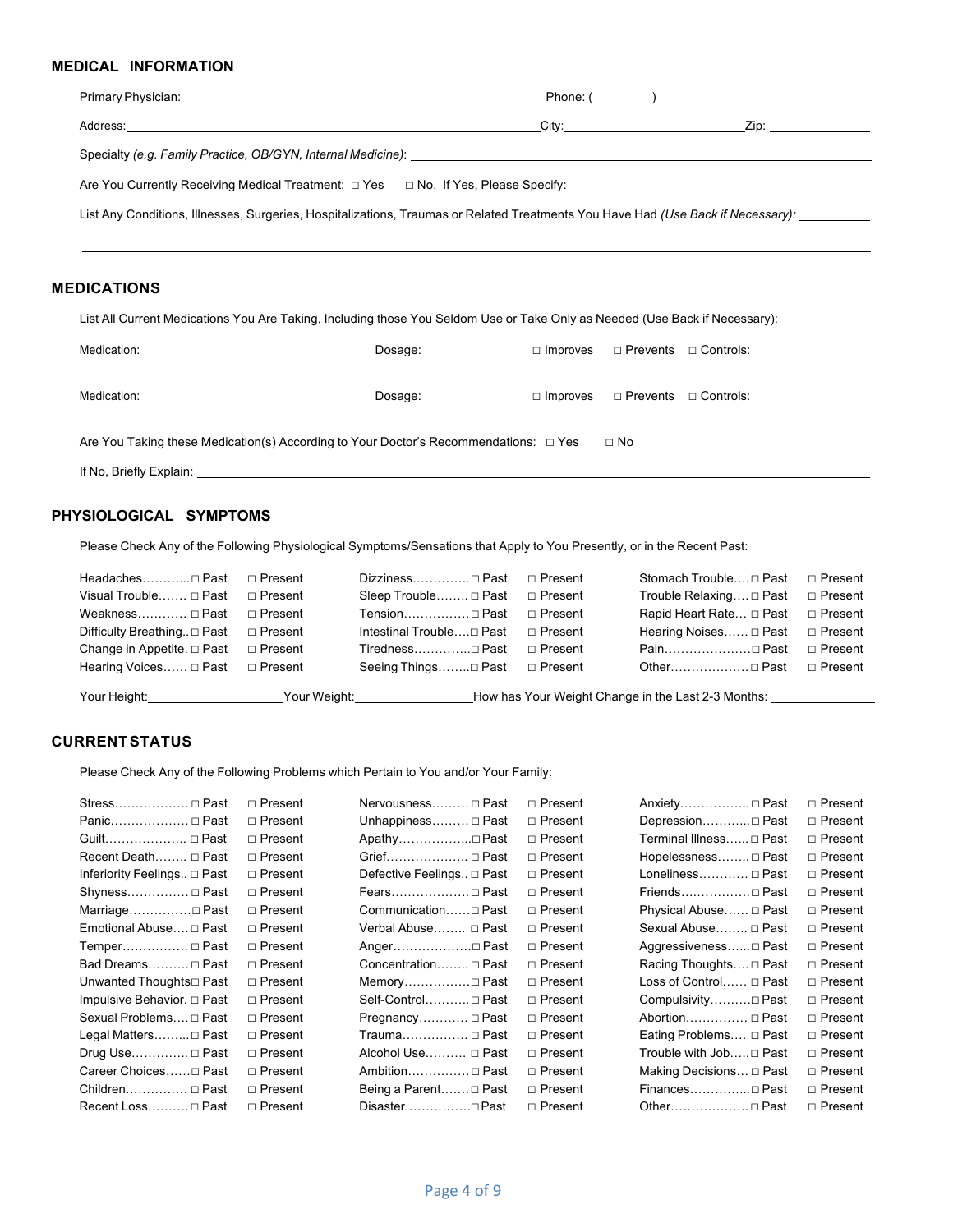## MEDICAL INFORMATION

Primary Physician:\_\_\_\_\_\_\_\_\_\_\_\_\_\_\_\_\_\_\_\_\_\_\_\_\_\_\_\_\_\_\_\_\_\_\_\_\_\_\_\_\_\_\_\_ Phone: (\_\_\_\_\_\_\_\_) \_\_\_\_\_\_\_\_\_\_\_\_\_\_\_\_\_\_\_\_\_\_\_\_

Address:\_\_\_\_\_\_\_\_\_\_\_\_\_\_\_\_\_\_\_\_\_\_\_\_\_\_\_\_\_\_\_\_\_\_\_\_\_\_\_\_\_\_\_\_\_\_\_\_\_\_\_\_ City:\_\_\_\_\_\_\_\_\_\_\_\_\_\_\_\_\_\_\_\_\_\_\_\_ Zip: \_\_\_\_\_\_\_\_\_\_\_\_\_\_

Specialty *(e.g. Family Practice, OB/GYN, Internal Medicine)*: \_\_\_\_\_\_\_\_\_\_\_\_\_\_\_\_\_\_\_\_\_\_\_\_\_\_\_\_\_\_\_\_\_\_\_\_\_\_\_\_\_\_\_\_\_\_\_\_\_\_\_\_

Are You Currently Receiving Medical Treatment: □ Yes □ No. If Yes, Please Specify: \_\_\_\_\_\_\_\_\_\_\_\_\_\_\_\_\_\_\_\_\_\_\_\_\_\_\_\_\_\_\_\_\_\_\_\_

List Any Conditions, Illnesses, Surgeries, Hospitalizations, Traumas or Related Treatments You Have Had *(Use Back if Necessary)*: \_\_\_\_\_\_\_\_\_\_

\_\_\_\_\_\_\_\_\_\_\_\_\_\_\_\_\_\_\_\_\_\_\_\_\_\_\_\_\_\_\_\_\_\_\_\_\_\_\_\_\_\_\_\_\_\_\_\_\_\_\_\_\_\_\_\_\_\_\_\_\_\_\_\_\_\_\_\_\_\_\_\_\_\_\_\_\_\_\_\_\_\_\_\_\_\_\_\_\_\_\_\_\_\_\_\_\_\_

## MEDICATIONS

List All Current Medications You Are Taking, Including those You Seldom Use or Take Only as Needed (Use Back if Necessary):

Medication:\_\_\_\_\_\_\_\_\_\_\_\_\_\_\_\_\_\_\_\_\_\_\_\_\_\_\_\_\_\_\_\_ Dosage: \_\_\_\_\_\_\_\_\_\_\_\_\_\_ □ Improves □ Prevents □ Controls: \_\_\_\_\_\_\_\_\_\_\_\_\_\_\_\_

Medication:\_\_\_\_\_\_\_\_\_\_\_\_\_\_\_\_\_\_\_\_\_\_\_\_\_\_\_\_\_\_\_\_ Dosage: \_\_\_\_\_\_\_\_\_\_\_\_\_\_ □ Improves □ Prevents □ Controls: \_\_\_\_\_\_\_\_\_\_\_\_\_\_\_\_

Are You Taking these Medication(s) According to Your Doctor's Recommendations: □ Yes □ No

If No, Briefly Explain: \_\_\_\_\_\_\_\_\_\_\_\_\_\_\_\_\_\_\_\_\_\_\_\_\_\_\_\_\_\_\_\_\_\_\_\_\_\_\_\_\_\_\_\_\_\_\_\_\_\_\_\_\_\_\_\_\_\_\_\_\_\_\_\_\_\_\_\_\_\_\_\_\_\_\_\_\_\_\_\_\_\_\_\_

## PHYSIOLOGICAL SYMPTOMS

Please Check Any of the Following Physiological Symptoms/Sensations that Apply to You Presently, or in the Recent Past:

| | | | | | | | | |
|---|---|---|---|---|---|---|---|---|
| Headaches | □ Past | □ Present | Dizziness | □ Past | □ Present | Stomach Trouble | □ Past | □ Present |
| Visual Trouble | □ Past | □ Present | Sleep Trouble | □ Past | □ Present | Trouble Relaxing | □ Past | □ Present |
| Weakness | □ Past | □ Present | Tension | □ Past | □ Present | Rapid Heart Rate | □ Past | □ Present |
| Difficulty Breathing | □ Past | □ Present | Intestinal Trouble | □ Past | □ Present | Hearing Noises | □ Past | □ Present |
| Change in Appetite | □ Past | □ Present | Tiredness | □ Past | □ Present | Pain | □ Past | □ Present |
| Hearing Voices | □ Past | □ Present | Seeing Things | □ Past | □ Present | Other | □ Past | □ Present |

Your Height:\_\_\_\_\_\_\_\_\_\_\_\_\_\_\_\_\_\_ Your Weight:\_\_\_\_\_\_\_\_\_\_\_\_\_\_\_\_ How has Your Weight Change in the Last 2-3 Months: \_\_\_\_\_\_\_\_\_\_\_\_\_\_

## CURRENT STATUS

Please Check Any of the Following Problems which Pertain to You and/or Your Family:

| | | | | | | | | |
|---|---|---|---|---|---|---|---|---|
| Stress | □ Past | □ Present | Nervousness | □ Past | □ Present | Anxiety | □ Past | □ Present |
| Panic | □ Past | □ Present | Unhappiness | □ Past | □ Present | Depression | □ Past | □ Present |
| Guilt | □ Past | □ Present | Apathy | □ Past | □ Present | Terminal Illness | □ Past | □ Present |
| Recent Death | □ Past | □ Present | Grief | □ Past | □ Present | Hopelessness | □ Past | □ Present |
| Inferiority Feelings | □ Past | □ Present | Defective Feelings | □ Past | □ Present | Loneliness | □ Past | □ Present |
| Shyness | □ Past | □ Present | Fears | □ Past | □ Present | Friends | □ Past | □ Present |
| Marriage | □ Past | □ Present | Communication | □ Past | □ Present | Physical Abuse | □ Past | □ Present |
| Emotional Abuse | □ Past | □ Present | Verbal Abuse | □ Past | □ Present | Sexual Abuse | □ Past | □ Present |
| Temper | □ Past | □ Present | Anger | □ Past | □ Present | Aggressiveness | □ Past | □ Present |
| Bad Dreams | □ Past | □ Present | Concentration | □ Past | □ Present | Racing Thoughts | □ Past | □ Present |
| Unwanted Thoughts | □ Past | □ Present | Memory | □ Past | □ Present | Loss of Control | □ Past | □ Present |
| Impulsive Behavior | □ Past | □ Present | Self-Control | □ Past | □ Present | Compulsivity | □ Past | □ Present |
| Sexual Problems | □ Past | □ Present | Pregnancy | □ Past | □ Present | Abortion | □ Past | □ Present |
| Legal Matters | □ Past | □ Present | Trauma | □ Past | □ Present | Eating Problems | □ Past | □ Present |
| Drug Use | □ Past | □ Present | Alcohol Use | □ Past | □ Present | Trouble with Job | □ Past | □ Present |
| Career Choices | □ Past | □ Present | Ambition | □ Past | □ Present | Making Decisions | □ Past | □ Present |
| Children | □ Past | □ Present | Being a Parent | □ Past | □ Present | Finances | □ Past | □ Present |
| Recent Loss | □ Past | □ Present | Disaster | □ Past | □ Present | Other | □ Past | □ Present |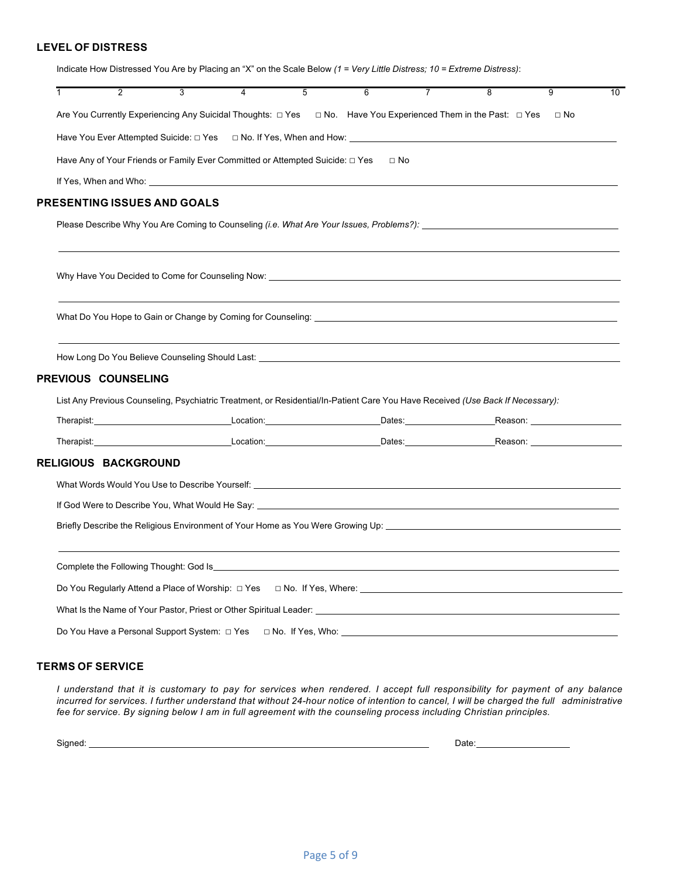## LEVEL OF DISTRESS

Indicate How Distressed You Are by Placing an "X" on the Scale Below *(1 = Very Little Distress; 10 = Extreme Distress)*:

| 1 | 2 | 3 | 4 | 5 | 6 | 7 | 8 | 9 | 10 |
|---|---|---|---|---|---|---|---|---|---|

Are You Currently Experiencing Any Suicidal Thoughts: □ Yes □ No. Have You Experienced Them in the Past: □ Yes □ No

Have You Ever Attempted Suicide: □ Yes □ No. If Yes, When and How: ______________________________

Have Any of Your Friends or Family Ever Committed or Attempted Suicide: □ Yes □ No

If Yes, When and Who: ______________________________

## PRESENTING ISSUES AND GOALS

Please Describe Why You Are Coming to Counseling *(i.e. What Are Your Issues, Problems?)*: ______________________________

______________________________

Why Have You Decided to Come for Counseling Now: ______________________________

______________________________

What Do You Hope to Gain or Change by Coming for Counseling: ______________________________

______________________________

How Long Do You Believe Counseling Should Last: ______________________________

## PREVIOUS COUNSELING

List Any Previous Counseling, Psychiatric Treatment, or Residential/In-Patient Care You Have Received *(Use Back If Necessary):*

Therapist:____________ Location:____________ Dates:____________ Reason:____________

Therapist:____________ Location:____________ Dates:____________ Reason:____________

## RELIGIOUS BACKGROUND

What Words Would You Use to Describe Yourself: ______________________________

If God Were to Describe You, What Would He Say: ______________________________

Briefly Describe the Religious Environment of Your Home as You Were Growing Up: ______________________________

______________________________

Complete the Following Thought: God Is______________________________

Do You Regularly Attend a Place of Worship: □ Yes □ No. If Yes, Where: ______________________________

What Is the Name of Your Pastor, Priest or Other Spiritual Leader: ______________________________

Do You Have a Personal Support System: □ Yes □ No. If Yes, Who: ______________________________

## TERMS OF SERVICE

*I understand that it is customary to pay for services when rendered. I accept full responsibility for payment of any balance incurred for services. I further understand that without 24-hour notice of intention to cancel, I will be charged the full administrative fee for service. By signing below I am in full agreement with the counseling process including Christian principles.*

Signed: ______________________________ Date:____________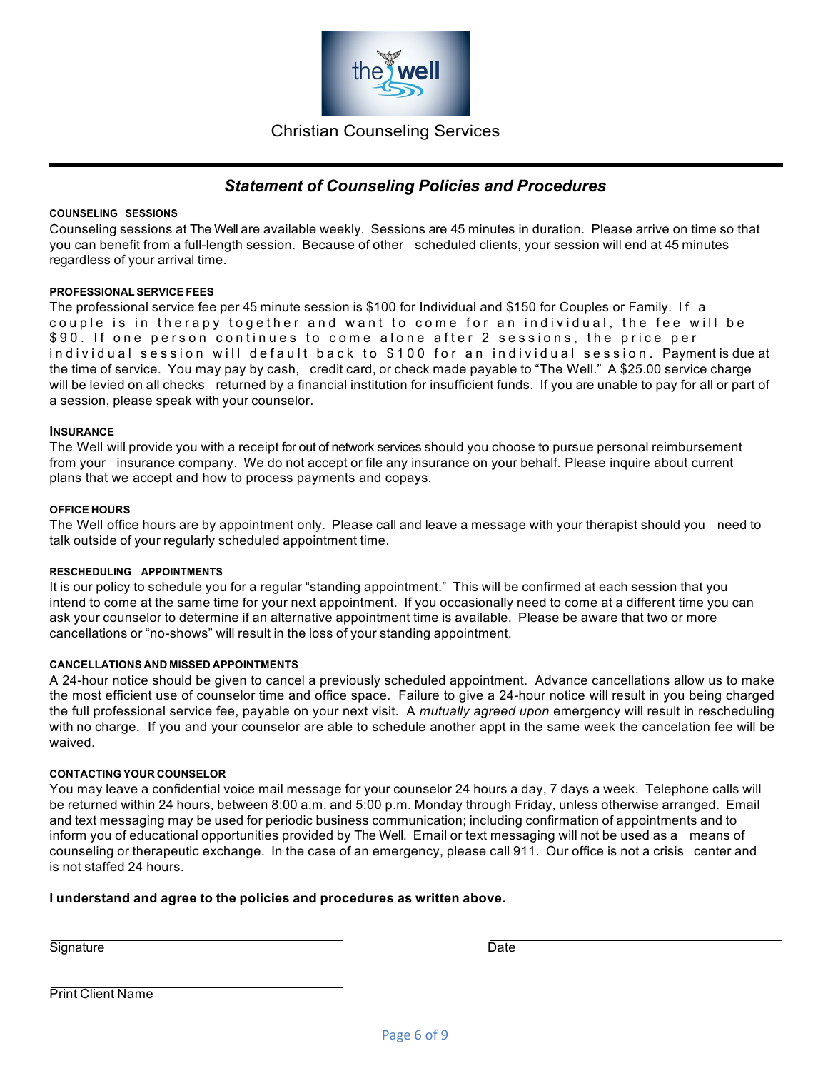Christian Counseling Services

---

## *Statement of Counseling Policies and Procedures*

#### COUNSELING SESSIONS

Counseling sessions at The Well are available weekly. Sessions are 45 minutes in duration. Please arrive on time so that you can benefit from a full-length session. Because of other scheduled clients, your session will end at 45 minutes regardless of your arrival time.

#### PROFESSIONAL SERVICE FEES

The professional service fee per 45 minute session is $100 for Individual and $150 for Couples or Family. If a couple is in therapy together and want to come for an individual, the fee will be $90. If one person continues to come alone after 2 sessions, the price per individual session will default back to $100 for an individual session. Payment is due at the time of service. You may pay by cash, credit card, or check made payable to "The Well." A $25.00 service charge will be levied on all checks returned by a financial institution for insufficient funds. If you are unable to pay for all or part of a session, please speak with your counselor.

#### INSURANCE

The Well will provide you with a receipt for out of network services should you choose to pursue personal reimbursement from your insurance company. We do not accept or file any insurance on your behalf. Please inquire about current plans that we accept and how to process payments and copays.

#### OFFICE HOURS

The Well office hours are by appointment only. Please call and leave a message with your therapist should you need to talk outside of your regularly scheduled appointment time.

#### RESCHEDULING APPOINTMENTS

It is our policy to schedule you for a regular "standing appointment." This will be confirmed at each session that you intend to come at the same time for your next appointment. If you occasionally need to come at a different time you can ask your counselor to determine if an alternative appointment time is available. Please be aware that two or more cancellations or "no-shows" will result in the loss of your standing appointment.

#### CANCELLATIONS AND MISSED APPOINTMENTS

A 24-hour notice should be given to cancel a previously scheduled appointment. Advance cancellations allow us to make the most efficient use of counselor time and office space. Failure to give a 24-hour notice will result in you being charged the full professional service fee, payable on your next visit. A *mutually agreed upon* emergency will result in rescheduling with no charge. If you and your counselor are able to schedule another appt in the same week the cancelation fee will be waived.

#### CONTACTING YOUR COUNSELOR

You may leave a confidential voice mail message for your counselor 24 hours a day, 7 days a week. Telephone calls will be returned within 24 hours, between 8:00 a.m. and 5:00 p.m. Monday through Friday, unless otherwise arranged. Email and text messaging may be used for periodic business communication; including confirmation of appointments and to inform you of educational opportunities provided by The Well. Email or text messaging will not be used as a means of counseling or therapeutic exchange. In the case of an emergency, please call 911. Our office is not a crisis center and is not staffed 24 hours.

**I understand and agree to the policies and procedures as written above.**

Signature ______________________________ Date ______________________________

Print Client Name ______________________________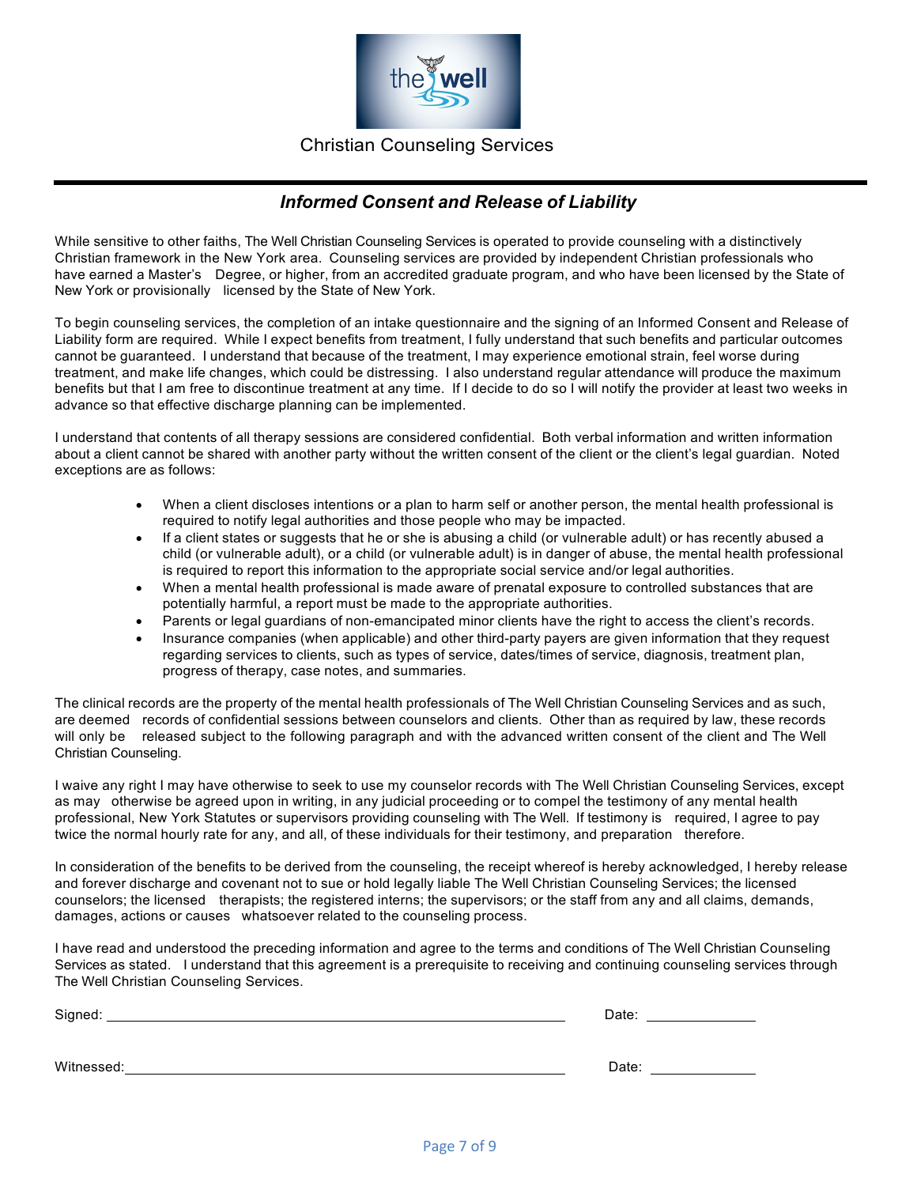Christian Counseling Services

## *Informed Consent and Release of Liability*

While sensitive to other faiths, The Well Christian Counseling Services is operated to provide counseling with a distinctively Christian framework in the New York area. Counseling services are provided by independent Christian professionals who have earned a Master's Degree, or higher, from an accredited graduate program, and who have been licensed by the State of New York or provisionally licensed by the State of New York.

To begin counseling services, the completion of an intake questionnaire and the signing of an Informed Consent and Release of Liability form are required. While I expect benefits from treatment, I fully understand that such benefits and particular outcomes cannot be guaranteed. I understand that because of the treatment, I may experience emotional strain, feel worse during treatment, and make life changes, which could be distressing. I also understand regular attendance will produce the maximum benefits but that I am free to discontinue treatment at any time. If I decide to do so I will notify the provider at least two weeks in advance so that effective discharge planning can be implemented.

I understand that contents of all therapy sessions are considered confidential. Both verbal information and written information about a client cannot be shared with another party without the written consent of the client or the client's legal guardian. Noted exceptions are as follows:

- When a client discloses intentions or a plan to harm self or another person, the mental health professional is required to notify legal authorities and those people who may be impacted.
- If a client states or suggests that he or she is abusing a child (or vulnerable adult) or has recently abused a child (or vulnerable adult), or a child (or vulnerable adult) is in danger of abuse, the mental health professional is required to report this information to the appropriate social service and/or legal authorities.
- When a mental health professional is made aware of prenatal exposure to controlled substances that are potentially harmful, a report must be made to the appropriate authorities.
- Parents or legal guardians of non-emancipated minor clients have the right to access the client's records.
- Insurance companies (when applicable) and other third-party payers are given information that they request regarding services to clients, such as types of service, dates/times of service, diagnosis, treatment plan, progress of therapy, case notes, and summaries.

The clinical records are the property of the mental health professionals of The Well Christian Counseling Services and as such, are deemed records of confidential sessions between counselors and clients. Other than as required by law, these records will only be released subject to the following paragraph and with the advanced written consent of the client and The Well Christian Counseling.

I waive any right I may have otherwise to seek to use my counselor records with The Well Christian Counseling Services, except as may otherwise be agreed upon in writing, in any judicial proceeding or to compel the testimony of any mental health professional, New York Statutes or supervisors providing counseling with The Well. If testimony is required, I agree to pay twice the normal hourly rate for any, and all, of these individuals for their testimony, and preparation therefore.

In consideration of the benefits to be derived from the counseling, the receipt whereof is hereby acknowledged, I hereby release and forever discharge and covenant not to sue or hold legally liable The Well Christian Counseling Services; the licensed counselors; the licensed therapists; the registered interns; the supervisors; or the staff from any and all claims, demands, damages, actions or causes whatsoever related to the counseling process.

I have read and understood the preceding information and agree to the terms and conditions of The Well Christian Counseling Services as stated. I understand that this agreement is a prerequisite to receiving and continuing counseling services through The Well Christian Counseling Services.

Signed: ______________________________________________ Date: ______________

Witnessed: ____________________________________________ Date: ______________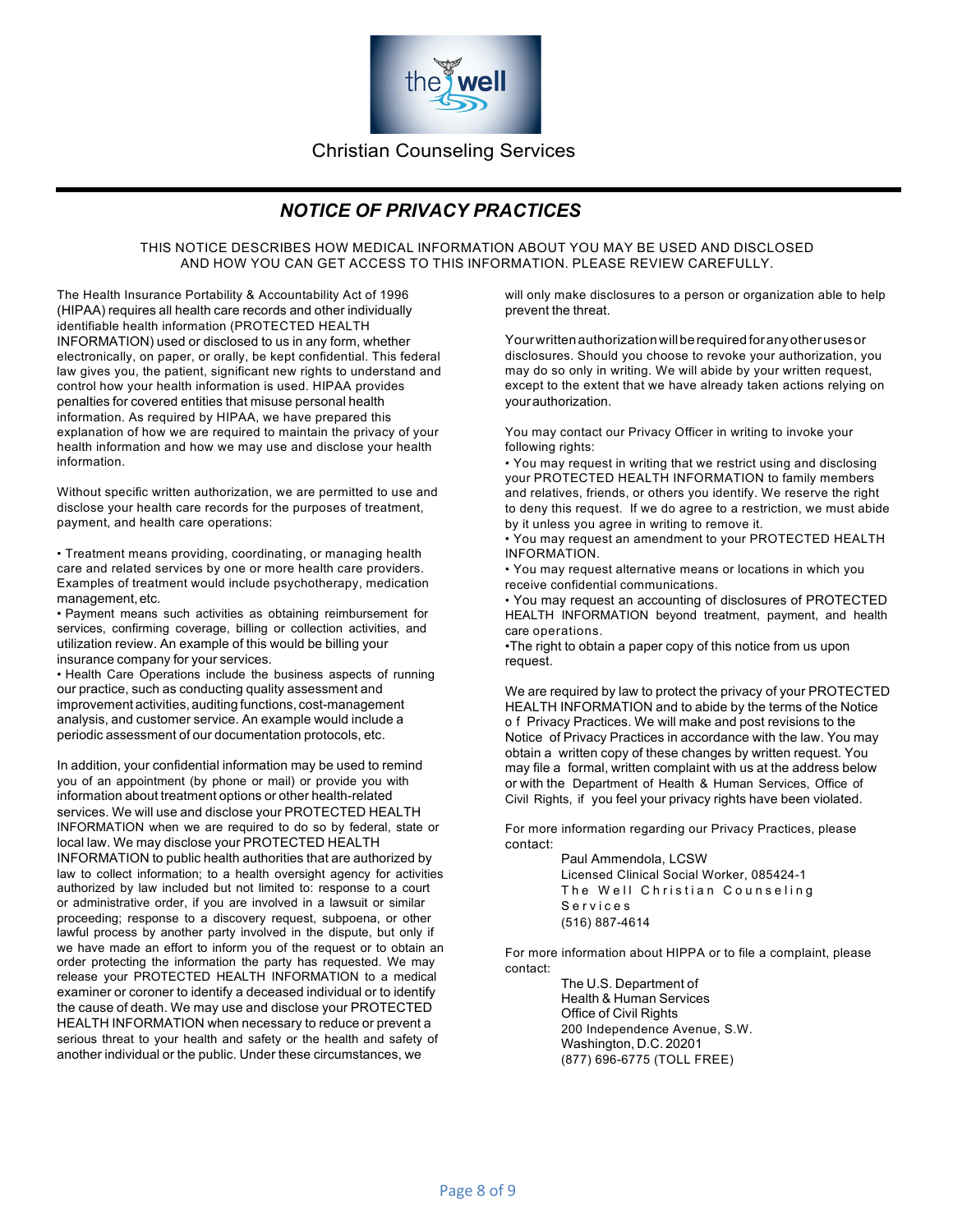Christian Counseling Services

## *NOTICE OF PRIVACY PRACTICES*

THIS NOTICE DESCRIBES HOW MEDICAL INFORMATION ABOUT YOU MAY BE USED AND DISCLOSED AND HOW YOU CAN GET ACCESS TO THIS INFORMATION. PLEASE REVIEW CAREFULLY.

The Health Insurance Portability & Accountability Act of 1996 (HIPAA) requires all health care records and other individually identifiable health information (PROTECTED HEALTH INFORMATION) used or disclosed to us in any form, whether electronically, on paper, or orally, be kept confidential. This federal law gives you, the patient, significant new rights to understand and control how your health information is used. HIPAA provides penalties for covered entities that misuse personal health information. As required by HIPAA, we have prepared this explanation of how we are required to maintain the privacy of your health information and how we may use and disclose your health information.

Without specific written authorization, we are permitted to use and disclose your health care records for the purposes of treatment, payment, and health care operations:

- Treatment means providing, coordinating, or managing health care and related services by one or more health care providers. Examples of treatment would include psychotherapy, medication management, etc.
- Payment means such activities as obtaining reimbursement for services, confirming coverage, billing or collection activities, and utilization review. An example of this would be billing your insurance company for your services.
- Health Care Operations include the business aspects of running our practice, such as conducting quality assessment and improvement activities, auditing functions, cost-management analysis, and customer service. An example would include a periodic assessment of our documentation protocols, etc.

In addition, your confidential information may be used to remind you of an appointment (by phone or mail) or provide you with information about treatment options or other health-related services. We will use and disclose your PROTECTED HEALTH INFORMATION when we are required to do so by federal, state or local law. We may disclose your PROTECTED HEALTH INFORMATION to public health authorities that are authorized by law to collect information; to a health oversight agency for activities authorized by law included but not limited to: response to a court or administrative order, if you are involved in a lawsuit or similar proceeding; response to a discovery request, subpoena, or other lawful process by another party involved in the dispute, but only if we have made an effort to inform you of the request or to obtain an order protecting the information the party has requested. We may release your PROTECTED HEALTH INFORMATION to a medical examiner or coroner to identify a deceased individual or to identify the cause of death. We may use and disclose your PROTECTED HEALTH INFORMATION when necessary to reduce or prevent a serious threat to your health and safety or the health and safety of another individual or the public. Under these circumstances, we will only make disclosures to a person or organization able to help prevent the threat.

Your written authorization will be required for any other uses or disclosures. Should you choose to revoke your authorization, you may do so only in writing. We will abide by your written request, except to the extent that we have already taken actions relying on your authorization.

You may contact our Privacy Officer in writing to invoke your following rights:

- You may request in writing that we restrict using and disclosing your PROTECTED HEALTH INFORMATION to family members and relatives, friends, or others you identify. We reserve the right to deny this request. If we do agree to a restriction, we must abide by it unless you agree in writing to remove it.
- You may request an amendment to your PROTECTED HEALTH INFORMATION.
- You may request alternative means or locations in which you receive confidential communications.
- You may request an accounting of disclosures of PROTECTED HEALTH INFORMATION beyond treatment, payment, and health care operations.
- The right to obtain a paper copy of this notice from us upon request.

We are required by law to protect the privacy of your PROTECTED HEALTH INFORMATION and to abide by the terms of the Notice of Privacy Practices. We will make and post revisions to the Notice of Privacy Practices in accordance with the law. You may obtain a written copy of these changes by written request. You may file a formal, written complaint with us at the address below or with the Department of Health & Human Services, Office of Civil Rights, if you feel your privacy rights have been violated.

For more information regarding our Privacy Practices, please contact:

Paul Ammendola, LCSW
Licensed Clinical Social Worker, 085424-1
The Well Christian Counseling Services
(516) 887-4614

For more information about HIPPA or to file a complaint, please contact:

The U.S. Department of
Health & Human Services
Office of Civil Rights
200 Independence Avenue, S.W.
Washington, D.C. 20201
(877) 696-6775 (TOLL FREE)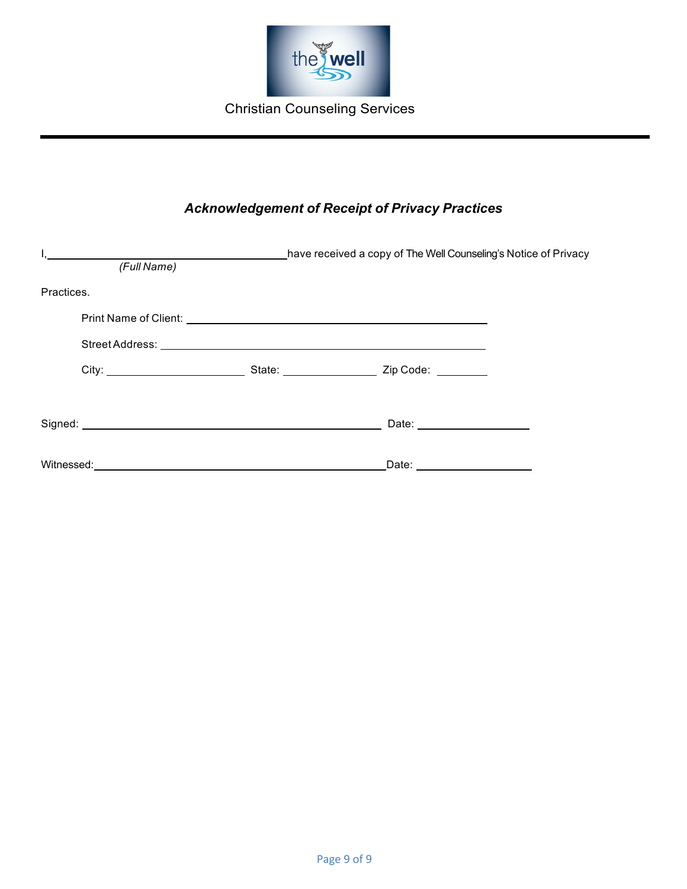the well

Christian Counseling Services

---

### *Acknowledgement of Receipt of Privacy Practices*

I, ______________________________ have received a copy of The Well Counseling's Notice of Privacy
*(Full Name)*

Practices.

Print Name of Client: ______________________________

Street Address: ______________________________

City: ________________ State: ____________ Zip Code: ________

Signed: ______________________________ Date: ______________

Witnessed: ______________________________ Date: ______________